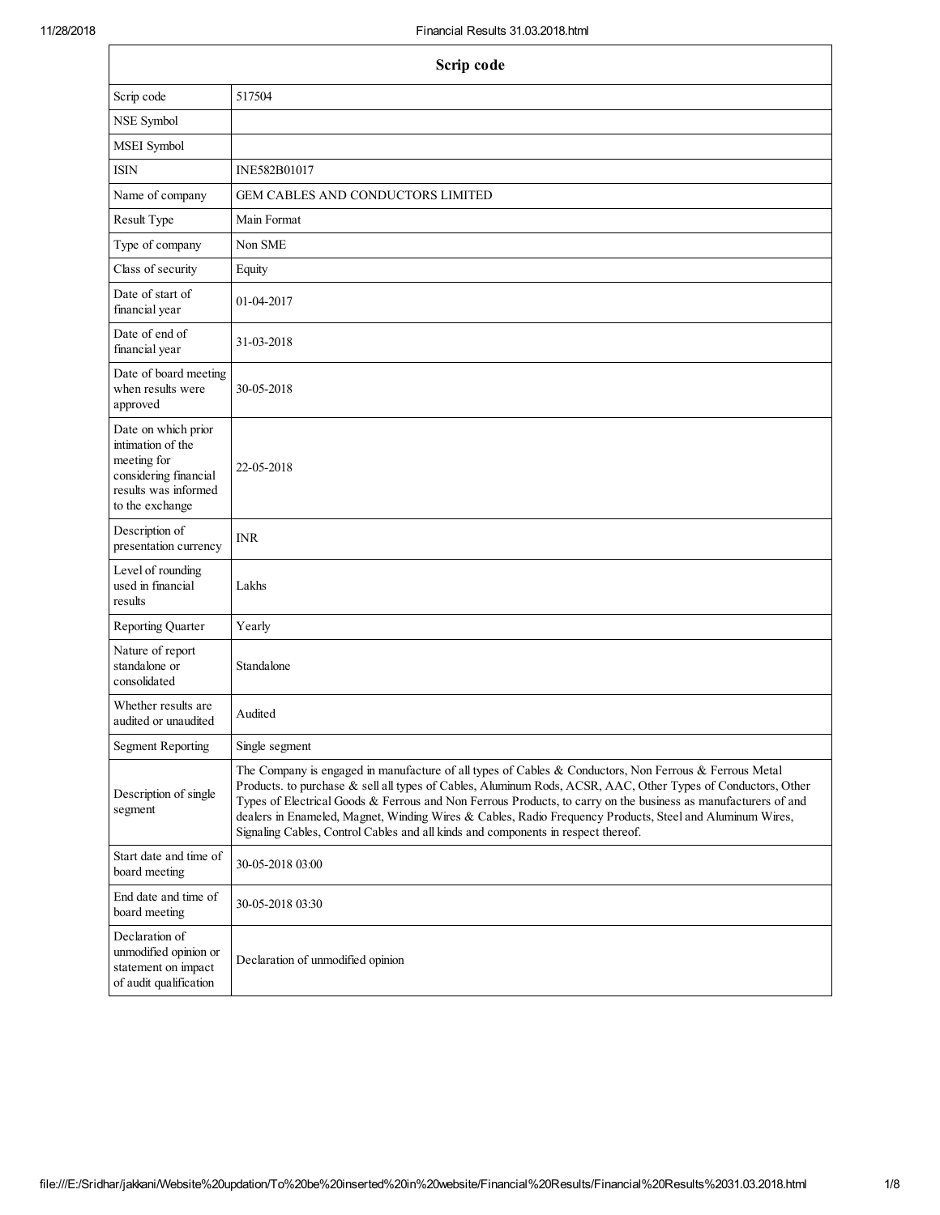| Scrip code | |
|---|---|
| Scrip code | 517504 |
| NSE Symbol | |
| MSEI Symbol | |
| ISIN | INE582B01017 |
| Name of company | GEM CABLES AND CONDUCTORS LIMITED |
| Result Type | Main Format |
| Type of company | Non SME |
| Class of security | Equity |
| Date of start of financial year | 01-04-2017 |
| Date of end of financial year | 31-03-2018 |
| Date of board meeting when results were approved | 30-05-2018 |
| Date on which prior intimation of the meeting for considering financial results was informed to the exchange | 22-05-2018 |
| Description of presentation currency | INR |
| Level of rounding used in financial results | Lakhs |
| Reporting Quarter | Yearly |
| Nature of report standalone or consolidated | Standalone |
| Whether results are audited or unaudited | Audited |
| Segment Reporting | Single segment |
| Description of single segment | The Company is engaged in manufacture of all types of Cables & Conductors, Non Ferrous & Ferrous Metal Products. to purchase & sell all types of Cables, Aluminum Rods, ACSR, AAC, Other Types of Conductors, Other Types of Electrical Goods & Ferrous and Non Ferrous Products, to carry on the business as manufacturers of and dealers in Enameled, Magnet, Winding Wires & Cables, Radio Frequency Products, Steel and Aluminum Wires, Signaling Cables, Control Cables and all kinds and components in respect thereof. |
| Start date and time of board meeting | 30-05-2018 03:00 |
| End date and time of board meeting | 30-05-2018 03:30 |
| Declaration of unmodified opinion or statement on impact of audit qualification | Declaration of unmodified opinion |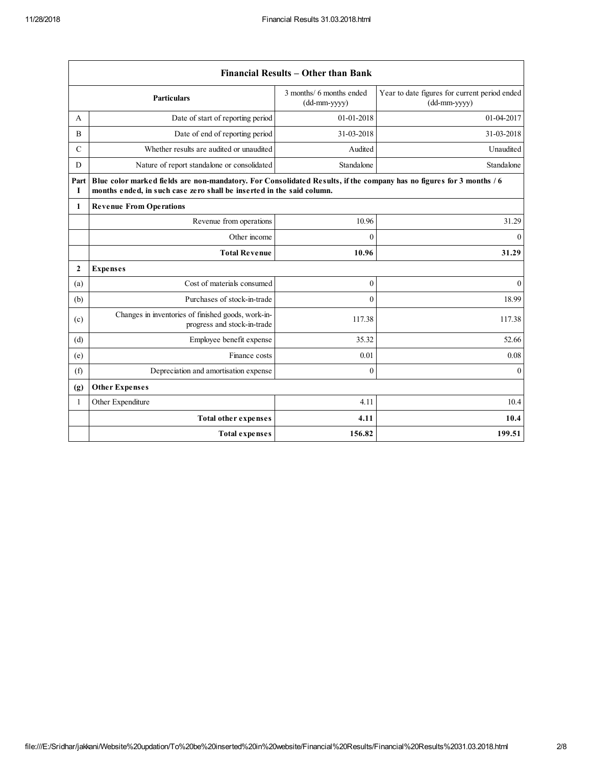| Financial Results – Other than Bank | | | |
|---|---|---|---|
| | **Particulars** | 3 months/ 6 months ended (dd-mm-yyyy) | Year to date figures for current period ended (dd-mm-yyyy) |
| A | Date of start of reporting period | 01-01-2018 | 01-04-2017 |
| B | Date of end of reporting period | 31-03-2018 | 31-03-2018 |
| C | Whether results are audited or unaudited | Audited | Unaudited |
| D | Nature of report standalone or consolidated | Standalone | Standalone |
| **Part I** | **Blue color marked fields are non-mandatory. For Consolidated Results, if the company has no figures for 3 months / 6 months ended, in such case zero shall be inserted in the said column.** | | |
| **1** | **Revenue From Operations** | | |
| | Revenue from operations | 10.96 | 31.29 |
| | Other income | 0 | 0 |
| | **Total Revenue** | **10.96** | **31.29** |
| **2** | **Expenses** | | |
| (a) | Cost of materials consumed | 0 | 0 |
| (b) | Purchases of stock-in-trade | 0 | 18.99 |
| (c) | Changes in inventories of finished goods, work-in-progress and stock-in-trade | 117.38 | 117.38 |
| (d) | Employee benefit expense | 35.32 | 52.66 |
| (e) | Finance costs | 0.01 | 0.08 |
| (f) | Depreciation and amortisation expense | 0 | 0 |
| **(g)** | **Other Expenses** | | |
| 1 | Other Expenditure | 4.11 | 10.4 |
| | **Total other expenses** | **4.11** | **10.4** |
| | **Total expenses** | **156.82** | **199.51** |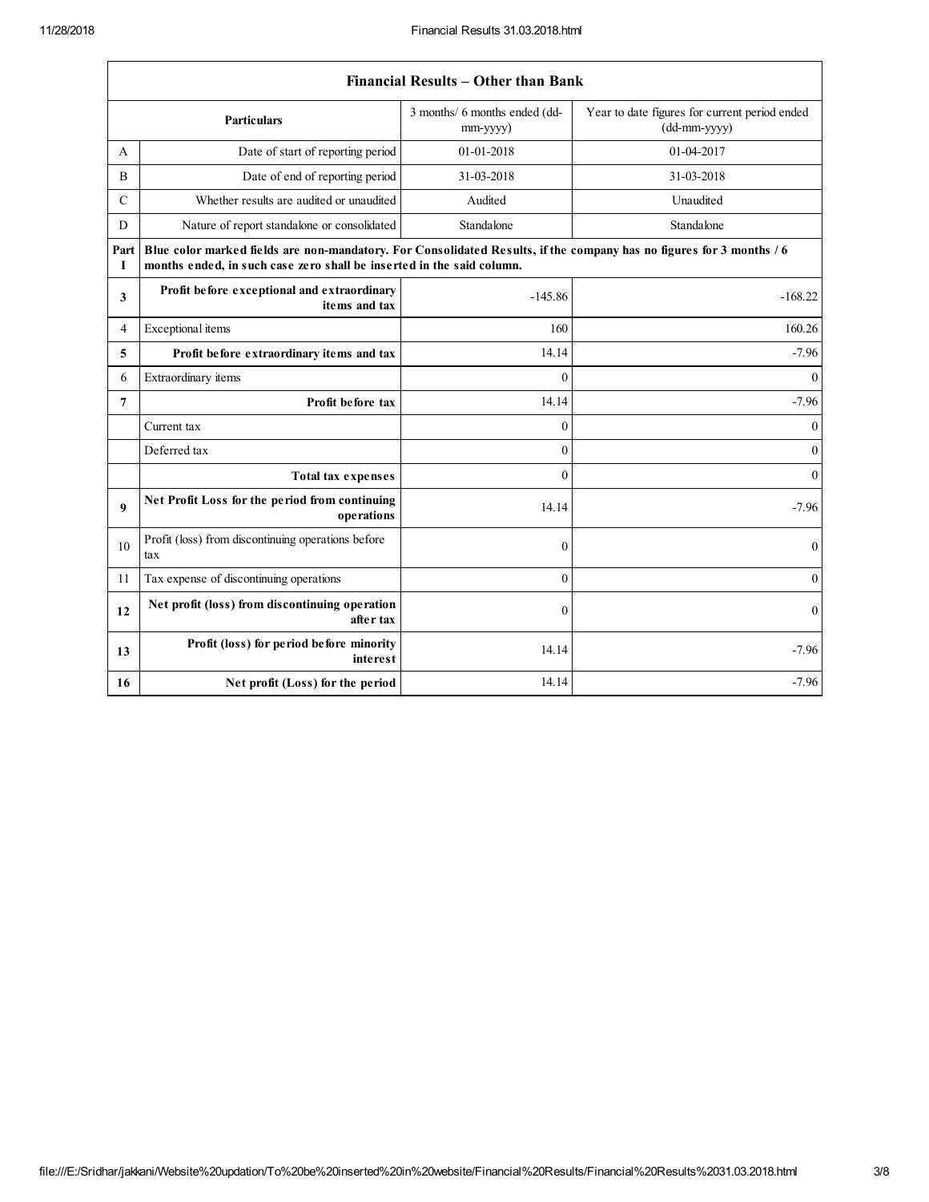| Financial Results – Other than Bank | | | |
|---|---|---|---|
| | **Particulars** | 3 months/ 6 months ended (dd-mm-yyyy) | Year to date figures for current period ended (dd-mm-yyyy) |
| A | Date of start of reporting period | 01-01-2018 | 01-04-2017 |
| B | Date of end of reporting period | 31-03-2018 | 31-03-2018 |
| C | Whether results are audited or unaudited | Audited | Unaudited |
| D | Nature of report standalone or consolidated | Standalone | Standalone |
| **Part I** | **Blue color marked fields are non-mandatory. For Consolidated Results, if the company has no figures for 3 months / 6 months ended, in such case zero shall be inserted in the said column.** | | |
| **3** | **Profit before exceptional and extraordinary items and tax** | -145.86 | -168.22 |
| 4 | Exceptional items | 160 | 160.26 |
| **5** | **Profit before extraordinary items and tax** | 14.14 | -7.96 |
| 6 | Extraordinary items | 0 | 0 |
| **7** | **Profit before tax** | 14.14 | -7.96 |
| | Current tax | 0 | 0 |
| | Deferred tax | 0 | 0 |
| | **Total tax expenses** | 0 | 0 |
| **9** | **Net Profit Loss for the period from continuing operations** | 14.14 | -7.96 |
| 10 | Profit (loss) from discontinuing operations before tax | 0 | 0 |
| 11 | Tax expense of discontinuing operations | 0 | 0 |
| **12** | **Net profit (loss) from discontinuing operation after tax** | 0 | 0 |
| **13** | **Profit (loss) for period before minority interest** | 14.14 | -7.96 |
| **16** | **Net profit (Loss) for the period** | 14.14 | -7.96 |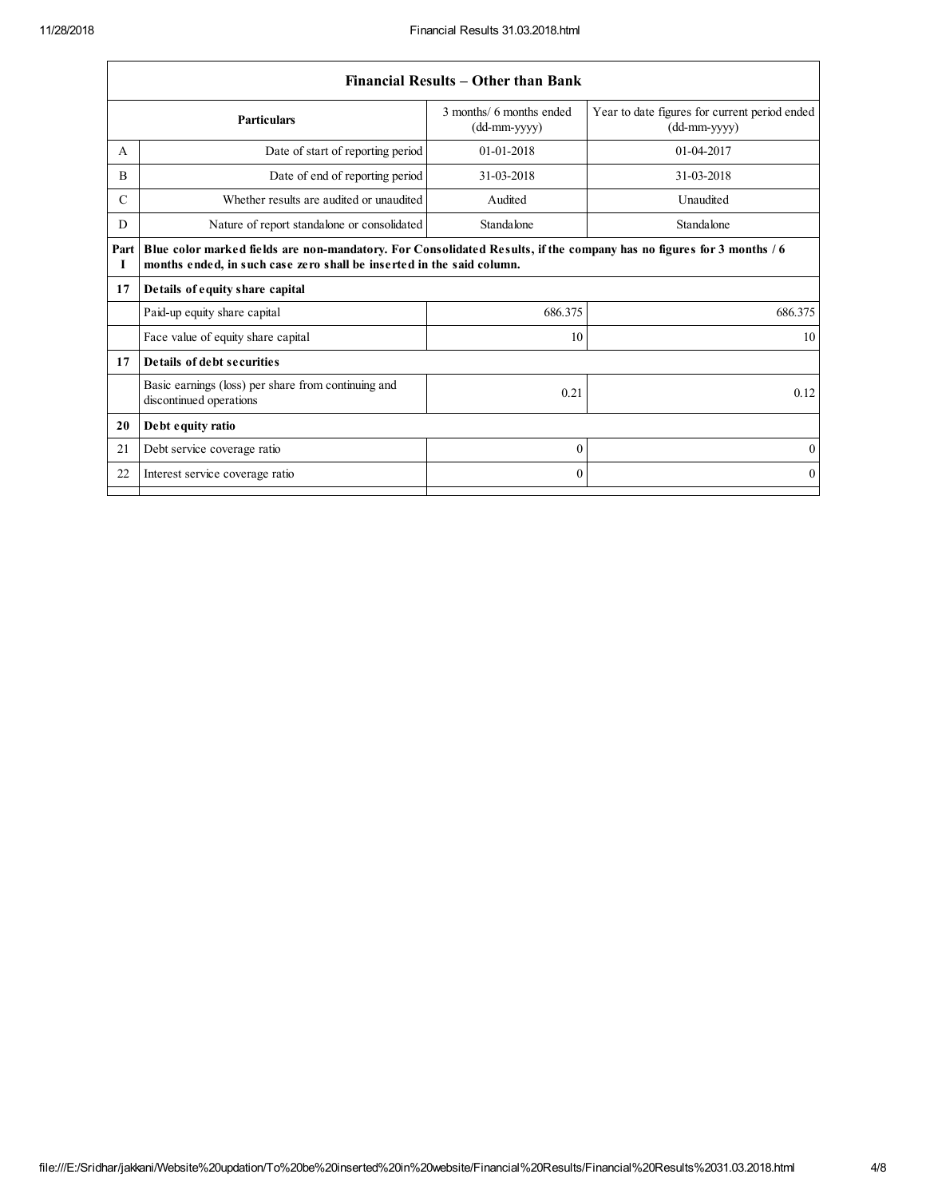| Financial Results – Other than Bank | | | |
|---|---|---|---|
| | **Particulars** | 3 months/ 6 months ended (dd-mm-yyyy) | Year to date figures for current period ended (dd-mm-yyyy) |
| A | Date of start of reporting period | 01-01-2018 | 01-04-2017 |
| B | Date of end of reporting period | 31-03-2018 | 31-03-2018 |
| C | Whether results are audited or unaudited | Audited | Unaudited |
| D | Nature of report standalone or consolidated | Standalone | Standalone |
| **Part I** | **Blue color marked fields are non-mandatory. For Consolidated Results, if the company has no figures for 3 months / 6 months ended, in such case zero shall be inserted in the said column.** | | |
| **17** | **Details of equity share capital** | | |
| | Paid-up equity share capital | 686.375 | 686.375 |
| | Face value of equity share capital | 10 | 10 |
| **17** | **Details of debt securities** | | |
| | Basic earnings (loss) per share from continuing and discontinued operations | 0.21 | 0.12 |
| **20** | **Debt equity ratio** | | |
| 21 | Debt service coverage ratio | 0 | 0 |
| 22 | Interest service coverage ratio | 0 | 0 |
| | | | |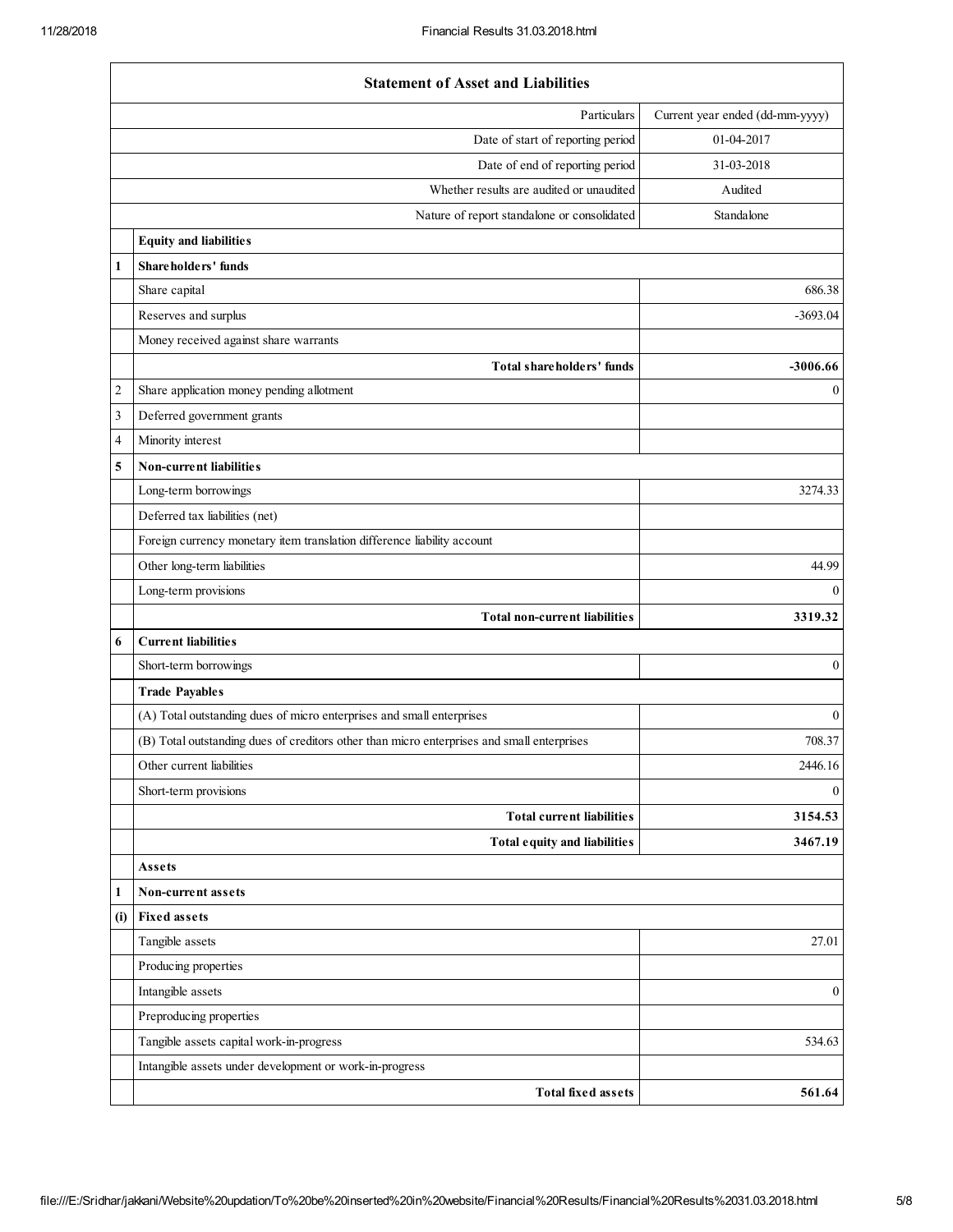| | Statement of Asset and Liabilities | |
|---|---|---|
| | Particulars | Current year ended (dd-mm-yyyy) |
| | Date of start of reporting period | 01-04-2017 |
| | Date of end of reporting period | 31-03-2018 |
| | Whether results are audited or unaudited | Audited |
| | Nature of report standalone or consolidated | Standalone |
| | **Equity and liabilities** | |
| **1** | **Shareholders' funds** | |
| | Share capital | 686.38 |
| | Reserves and surplus | -3693.04 |
| | Money received against share warrants | |
| | **Total shareholders' funds** | **-3006.66** |
| 2 | Share application money pending allotment | 0 |
| 3 | Deferred government grants | |
| 4 | Minority interest | |
| **5** | **Non-current liabilities** | |
| | Long-term borrowings | 3274.33 |
| | Deferred tax liabilities (net) | |
| | Foreign currency monetary item translation difference liability account | |
| | Other long-term liabilities | 44.99 |
| | Long-term provisions | 0 |
| | **Total non-current liabilities** | **3319.32** |
| **6** | **Current liabilities** | |
| | Short-term borrowings | 0 |
| | **Trade Payables** | |
| | (A) Total outstanding dues of micro enterprises and small enterprises | 0 |
| | (B) Total outstanding dues of creditors other than micro enterprises and small enterprises | 708.37 |
| | Other current liabilities | 2446.16 |
| | Short-term provisions | 0 |
| | **Total current liabilities** | **3154.53** |
| | **Total equity and liabilities** | **3467.19** |
| | **Assets** | |
| **1** | **Non-current assets** | |
| **(i)** | **Fixed assets** | |
| | Tangible assets | 27.01 |
| | Producing properties | |
| | Intangible assets | 0 |
| | Preproducing properties | |
| | Tangible assets capital work-in-progress | 534.63 |
| | Intangible assets under development or work-in-progress | |
| | **Total fixed assets** | **561.64** |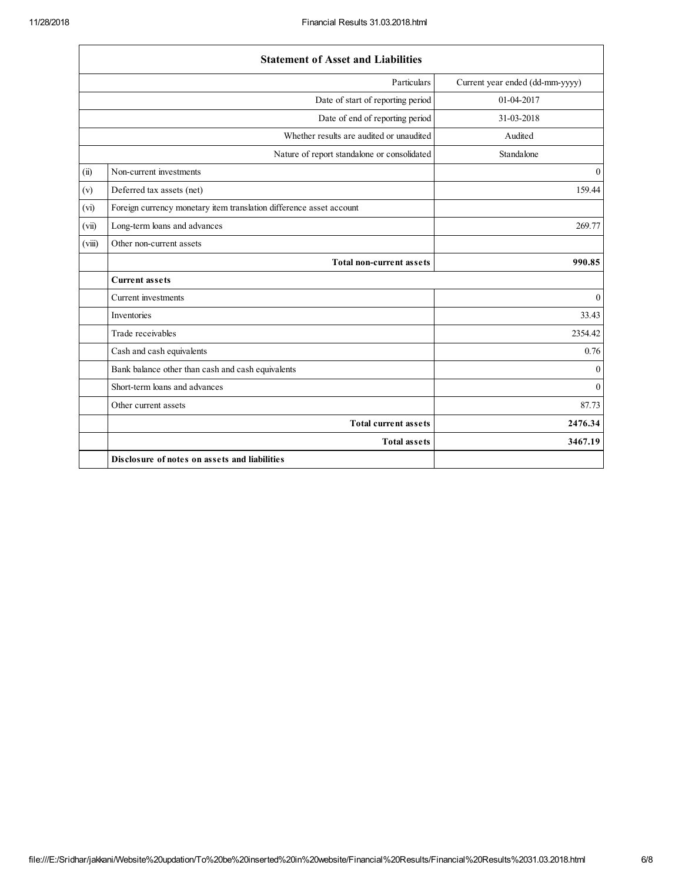| Statement of Asset and Liabilities | | |
|---|---|---|
| | Particulars | Current year ended (dd-mm-yyyy) |
| | Date of start of reporting period | 01-04-2017 |
| | Date of end of reporting period | 31-03-2018 |
| | Whether results are audited or unaudited | Audited |
| | Nature of report standalone or consolidated | Standalone |
| (ii) | Non-current investments | 0 |
| (v) | Deferred tax assets (net) | 159.44 |
| (vi) | Foreign currency monetary item translation difference asset account | |
| (vii) | Long-term loans and advances | 269.77 |
| (viii) | Other non-current assets | |
| | **Total non-current assets** | **990.85** |
| | **Current assets** | |
| | Current investments | 0 |
| | Inventories | 33.43 |
| | Trade receivables | 2354.42 |
| | Cash and cash equivalents | 0.76 |
| | Bank balance other than cash and cash equivalents | 0 |
| | Short-term loans and advances | 0 |
| | Other current assets | 87.73 |
| | **Total current assets** | **2476.34** |
| | **Total assets** | **3467.19** |
| | **Disclosure of notes on assets and liabilities** | |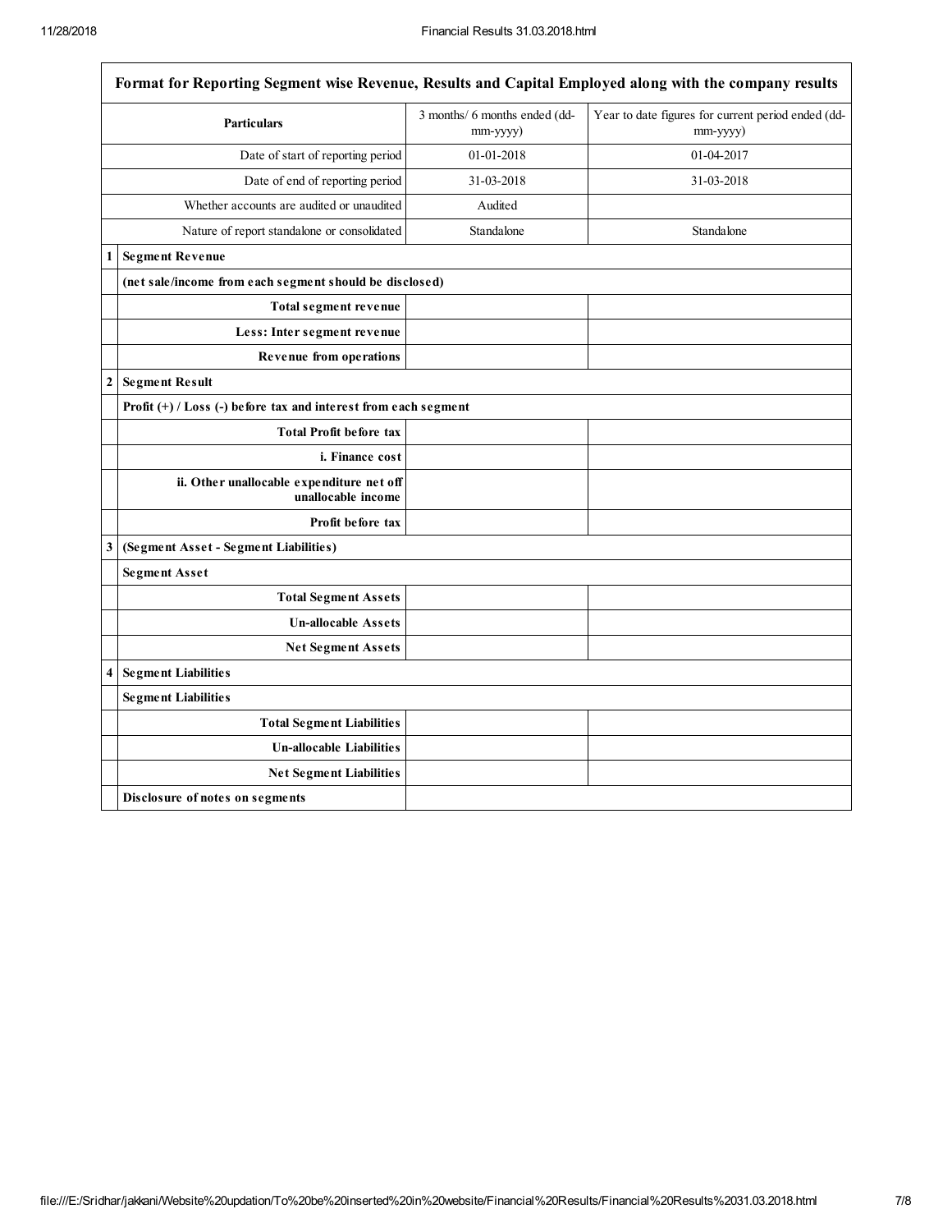| Format for Reporting Segment wise Revenue, Results and Capital Employed along with the company results | | | |
|---|---|---|---|
| | **Particulars** | 3 months/ 6 months ended (dd-mm-yyyy) | Year to date figures for current period ended (dd-mm-yyyy) |
| | Date of start of reporting period | 01-01-2018 | 01-04-2017 |
| | Date of end of reporting period | 31-03-2018 | 31-03-2018 |
| | Whether accounts are audited or unaudited | Audited | |
| | Nature of report standalone or consolidated | Standalone | Standalone |
| 1 | **Segment Revenue** | | |
| | **(net sale/income from each segment should be disclosed)** | | |
| | **Total segment revenue** | | |
| | **Less: Inter segment revenue** | | |
| | **Revenue from operations** | | |
| 2 | **Segment Result** | | |
| | **Profit (+) / Loss (-) before tax and interest from each segment** | | |
| | **Total Profit before tax** | | |
| | **i. Finance cost** | | |
| | **ii. Other unallocable expenditure net off unallocable income** | | |
| | **Profit before tax** | | |
| 3 | **(Segment Asset - Segment Liabilities)** | | |
| | **Segment Asset** | | |
| | **Total Segment Assets** | | |
| | **Un-allocable Assets** | | |
| | **Net Segment Assets** | | |
| 4 | **Segment Liabilities** | | |
| | **Segment Liabilities** | | |
| | **Total Segment Liabilities** | | |
| | **Un-allocable Liabilities** | | |
| | **Net Segment Liabilities** | | |
| | **Disclosure of notes on segments** | | |